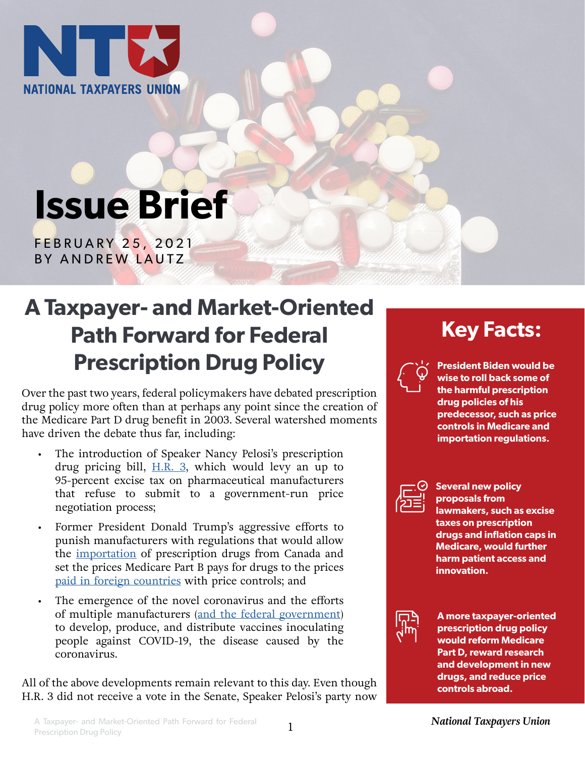NATIONAL TAXPAYERS UNION

# Issue Brief

FEBRUARY 25, 2021
BY ANDREW LAUTZ

## A Taxpayer- and Market-Oriented Path Forward for Federal Prescription Drug Policy

Over the past two years, federal policymakers have debated prescription drug policy more often than at perhaps any point since the creation of the Medicare Part D drug benefit in 2003. Several watershed moments have driven the debate thus far, including:

- The introduction of Speaker Nancy Pelosi's prescription drug pricing bill, H.R. 3, which would levy an up to 95-percent excise tax on pharmaceutical manufacturers that refuse to submit to a government-run price negotiation process;
- Former President Donald Trump's aggressive efforts to punish manufacturers with regulations that would allow the importation of prescription drugs from Canada and set the prices Medicare Part B pays for drugs to the prices paid in foreign countries with price controls; and
- The emergence of the novel coronavirus and the efforts of multiple manufacturers (and the federal government) to develop, produce, and distribute vaccines inoculating people against COVID-19, the disease caused by the coronavirus.

All of the above developments remain relevant to this day. Even though H.R. 3 did not receive a vote in the Senate, Speaker Pelosi's party now

## Key Facts:

**President Biden would be wise to roll back some of the harmful prescription drug policies of his predecessor, such as price controls in Medicare and importation regulations.**

**Several new policy proposals from lawmakers, such as excise taxes on prescription drugs and inflation caps in Medicare, would further harm patient access and innovation.**

**A more taxpayer-oriented prescription drug policy would reform Medicare Part D, reward research and development in new drugs, and reduce price controls abroad.**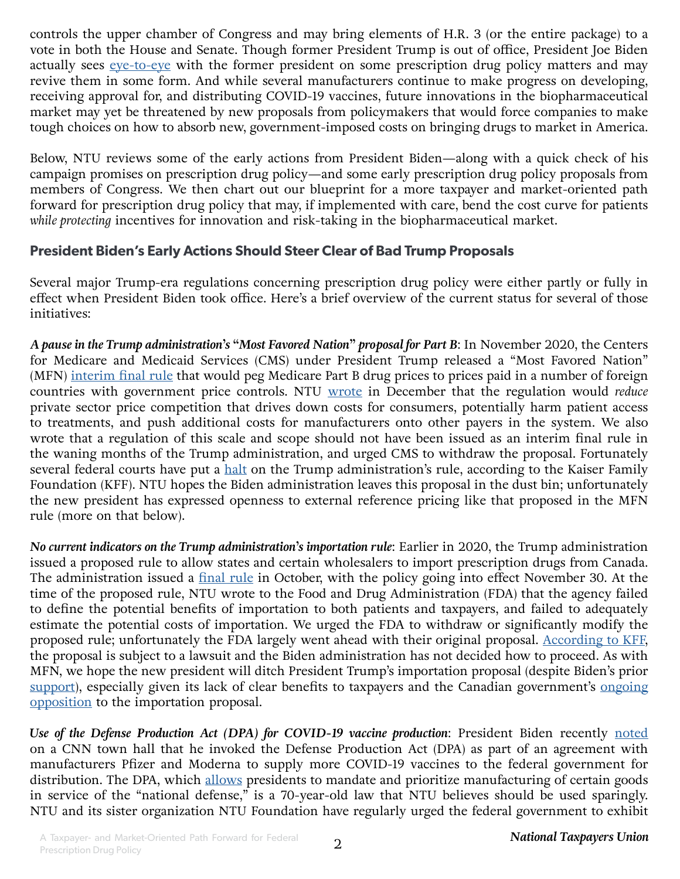controls the upper chamber of Congress and may bring elements of H.R. 3 (or the entire package) to a vote in both the House and Senate. Though former President Trump is out of office, President Joe Biden actually sees eye-to-eye with the former president on some prescription drug policy matters and may revive them in some form. And while several manufacturers continue to make progress on developing, receiving approval for, and distributing COVID-19 vaccines, future innovations in the biopharmaceutical market may yet be threatened by new proposals from policymakers that would force companies to make tough choices on how to absorb new, government-imposed costs on bringing drugs to market in America.

Below, NTU reviews some of the early actions from President Biden—along with a quick check of his campaign promises on prescription drug policy—and some early prescription drug policy proposals from members of Congress. We then chart out our blueprint for a more taxpayer and market-oriented path forward for prescription drug policy that may, if implemented with care, bend the cost curve for patients *while protecting* incentives for innovation and risk-taking in the biopharmaceutical market.

## President Biden's Early Actions Should Steer Clear of Bad Trump Proposals

Several major Trump-era regulations concerning prescription drug policy were either partly or fully in effect when President Biden took office. Here's a brief overview of the current status for several of those initiatives:

***A pause in the Trump administration's "Most Favored Nation" proposal for Part B***: In November 2020, the Centers for Medicare and Medicaid Services (CMS) under President Trump released a "Most Favored Nation" (MFN) interim final rule that would peg Medicare Part B drug prices to prices paid in a number of foreign countries with government price controls. NTU wrote in December that the regulation would *reduce* private sector price competition that drives down costs for consumers, potentially harm patient access to treatments, and push additional costs for manufacturers onto other payers in the system. We also wrote that a regulation of this scale and scope should not have been issued as an interim final rule in the waning months of the Trump administration, and urged CMS to withdraw the proposal. Fortunately several federal courts have put a halt on the Trump administration's rule, according to the Kaiser Family Foundation (KFF). NTU hopes the Biden administration leaves this proposal in the dust bin; unfortunately the new president has expressed openness to external reference pricing like that proposed in the MFN rule (more on that below).

***No current indicators on the Trump administration's importation rule***: Earlier in 2020, the Trump administration issued a proposed rule to allow states and certain wholesalers to import prescription drugs from Canada. The administration issued a final rule in October, with the policy going into effect November 30. At the time of the proposed rule, NTU wrote to the Food and Drug Administration (FDA) that the agency failed to define the potential benefits of importation to both patients and taxpayers, and failed to adequately estimate the potential costs of importation. We urged the FDA to withdraw or significantly modify the proposed rule; unfortunately the FDA largely went ahead with their original proposal. According to KFF, the proposal is subject to a lawsuit and the Biden administration has not decided how to proceed. As with MFN, we hope the new president will ditch President Trump's importation proposal (despite Biden's prior support), especially given its lack of clear benefits to taxpayers and the Canadian government's ongoing opposition to the importation proposal.

***Use of the Defense Production Act (DPA) for COVID-19 vaccine production***: President Biden recently noted on a CNN town hall that he invoked the Defense Production Act (DPA) as part of an agreement with manufacturers Pfizer and Moderna to supply more COVID-19 vaccines to the federal government for distribution. The DPA, which allows presidents to mandate and prioritize manufacturing of certain goods in service of the "national defense," is a 70-year-old law that NTU believes should be used sparingly. NTU and its sister organization NTU Foundation have regularly urged the federal government to exhibit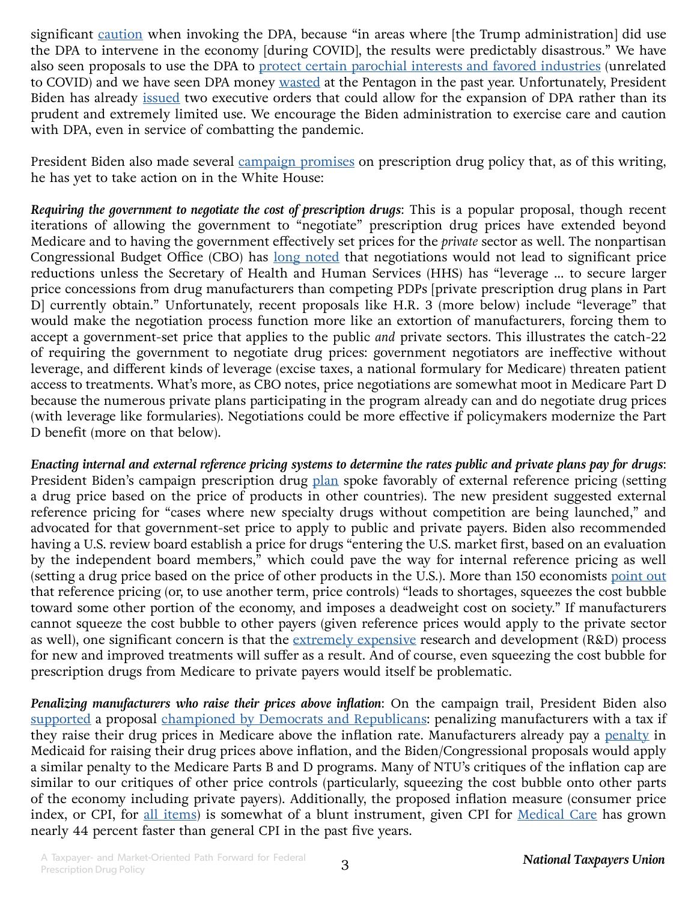significant caution when invoking the DPA, because "in areas where [the Trump administration] did use the DPA to intervene in the economy [during COVID], the results were predictably disastrous." We have also seen proposals to use the DPA to protect certain parochial interests and favored industries (unrelated to COVID) and we have seen DPA money wasted at the Pentagon in the past year. Unfortunately, President Biden has already issued two executive orders that could allow for the expansion of DPA rather than its prudent and extremely limited use. We encourage the Biden administration to exercise care and caution with DPA, even in service of combatting the pandemic.

President Biden also made several campaign promises on prescription drug policy that, as of this writing, he has yet to take action on in the White House:

***Requiring the government to negotiate the cost of prescription drugs***: This is a popular proposal, though recent iterations of allowing the government to "negotiate" prescription drug prices have extended beyond Medicare and to having the government effectively set prices for the *private* sector as well. The nonpartisan Congressional Budget Office (CBO) has long noted that negotiations would not lead to significant price reductions unless the Secretary of Health and Human Services (HHS) has "leverage ... to secure larger price concessions from drug manufacturers than competing PDPs [private prescription drug plans in Part D] currently obtain." Unfortunately, recent proposals like H.R. 3 (more below) include "leverage" that would make the negotiation process function more like an extortion of manufacturers, forcing them to accept a government-set price that applies to the public *and* private sectors. This illustrates the catch-22 of requiring the government to negotiate drug prices: government negotiators are ineffective without leverage, and different kinds of leverage (excise taxes, a national formulary for Medicare) threaten patient access to treatments. What's more, as CBO notes, price negotiations are somewhat moot in Medicare Part D because the numerous private plans participating in the program already can and do negotiate drug prices (with leverage like formularies). Negotiations could be more effective if policymakers modernize the Part D benefit (more on that below).

***Enacting internal and external reference pricing systems to determine the rates public and private plans pay for drugs***: President Biden's campaign prescription drug plan spoke favorably of external reference pricing (setting a drug price based on the price of products in other countries). The new president suggested external reference pricing for "cases where new specialty drugs without competition are being launched," and advocated for that government-set price to apply to public and private payers. Biden also recommended having a U.S. review board establish a price for drugs "entering the U.S. market first, based on an evaluation by the independent board members," which could pave the way for internal reference pricing as well (setting a drug price based on the price of other products in the U.S.). More than 150 economists point out that reference pricing (or, to use another term, price controls) "leads to shortages, squeezes the cost bubble toward some other portion of the economy, and imposes a deadweight cost on society." If manufacturers cannot squeeze the cost bubble to other payers (given reference prices would apply to the private sector as well), one significant concern is that the extremely expensive research and development (R&D) process for new and improved treatments will suffer as a result. And of course, even squeezing the cost bubble for prescription drugs from Medicare to private payers would itself be problematic.

***Penalizing manufacturers who raise their prices above inflation***: On the campaign trail, President Biden also supported a proposal championed by Democrats and Republicans: penalizing manufacturers with a tax if they raise their drug prices in Medicare above the inflation rate. Manufacturers already pay a penalty in Medicaid for raising their drug prices above inflation, and the Biden/Congressional proposals would apply a similar penalty to the Medicare Parts B and D programs. Many of NTU's critiques of the inflation cap are similar to our critiques of other price controls (particularly, squeezing the cost bubble onto other parts of the economy including private payers). Additionally, the proposed inflation measure (consumer price index, or CPI, for all items) is somewhat of a blunt instrument, given CPI for Medical Care has grown nearly 44 percent faster than general CPI in the past five years.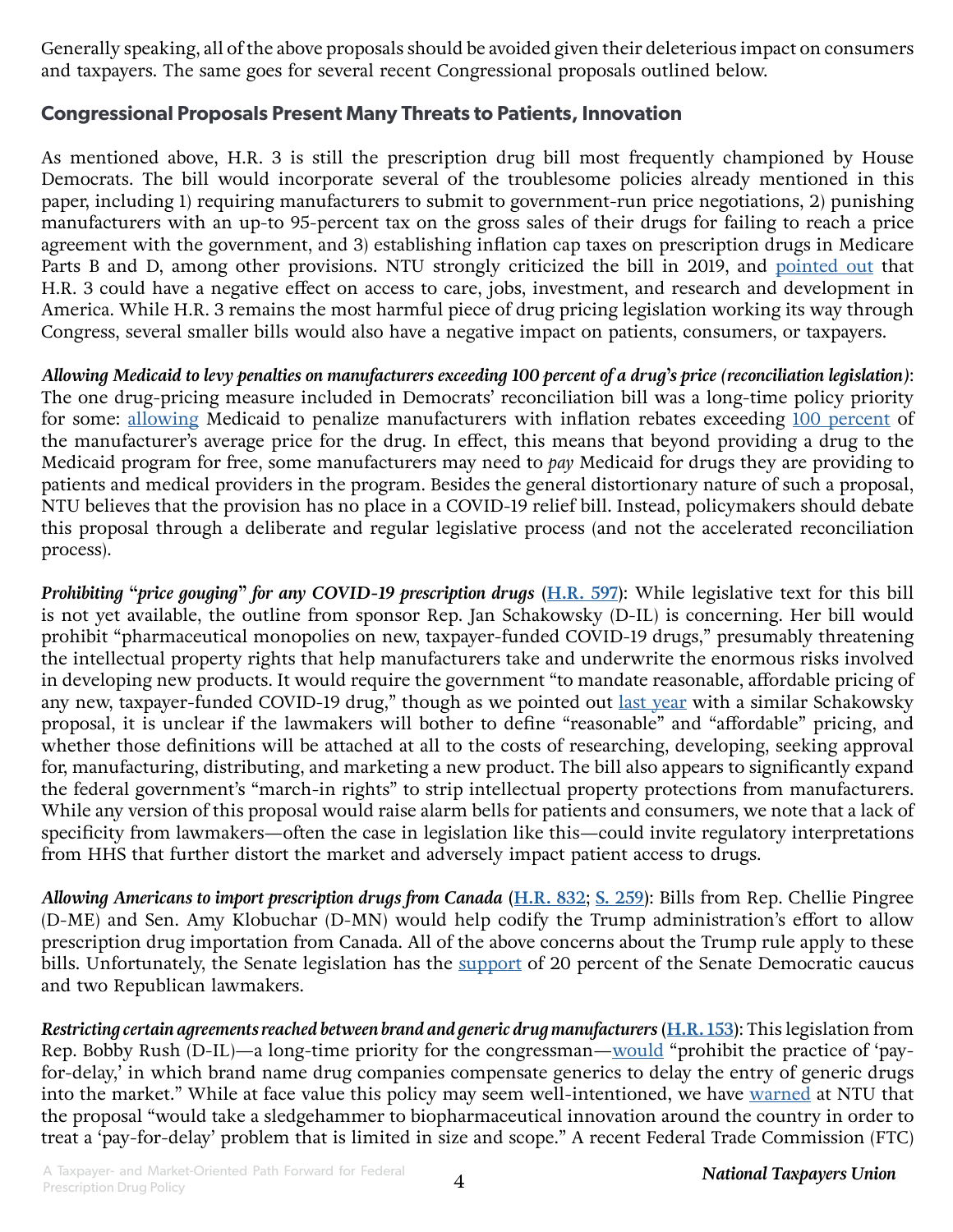Generally speaking, all of the above proposals should be avoided given their deleterious impact on consumers and taxpayers. The same goes for several recent Congressional proposals outlined below.

## Congressional Proposals Present Many Threats to Patients, Innovation

As mentioned above, H.R. 3 is still the prescription drug bill most frequently championed by House Democrats. The bill would incorporate several of the troublesome policies already mentioned in this paper, including 1) requiring manufacturers to submit to government-run price negotiations, 2) punishing manufacturers with an up-to 95-percent tax on the gross sales of their drugs for failing to reach a price agreement with the government, and 3) establishing inflation cap taxes on prescription drugs in Medicare Parts B and D, among other provisions. NTU strongly criticized the bill in 2019, and pointed out that H.R. 3 could have a negative effect on access to care, jobs, investment, and research and development in America. While H.R. 3 remains the most harmful piece of drug pricing legislation working its way through Congress, several smaller bills would also have a negative impact on patients, consumers, or taxpayers.

***Allowing Medicaid to levy penalties on manufacturers exceeding 100 percent of a drug's price (reconciliation legislation)***: The one drug-pricing measure included in Democrats' reconciliation bill was a long-time policy priority for some: allowing Medicaid to penalize manufacturers with inflation rebates exceeding 100 percent of the manufacturer's average price for the drug. In effect, this means that beyond providing a drug to the Medicaid program for free, some manufacturers may need to *pay* Medicaid for drugs they are providing to patients and medical providers in the program. Besides the general distortionary nature of such a proposal, NTU believes that the provision has no place in a COVID-19 relief bill. Instead, policymakers should debate this proposal through a deliberate and regular legislative process (and not the accelerated reconciliation process).

***Prohibiting "price gouging" for any COVID-19 prescription drugs* (H.R. 597)**: While legislative text for this bill is not yet available, the outline from sponsor Rep. Jan Schakowsky (D-IL) is concerning. Her bill would prohibit "pharmaceutical monopolies on new, taxpayer-funded COVID-19 drugs," presumably threatening the intellectual property rights that help manufacturers take and underwrite the enormous risks involved in developing new products. It would require the government "to mandate reasonable, affordable pricing of any new, taxpayer-funded COVID-19 drug," though as we pointed out last year with a similar Schakowsky proposal, it is unclear if the lawmakers will bother to define "reasonable" and "affordable" pricing, and whether those definitions will be attached at all to the costs of researching, developing, seeking approval for, manufacturing, distributing, and marketing a new product. The bill also appears to significantly expand the federal government's "march-in rights" to strip intellectual property protections from manufacturers. While any version of this proposal would raise alarm bells for patients and consumers, we note that a lack of specificity from lawmakers—often the case in legislation like this—could invite regulatory interpretations from HHS that further distort the market and adversely impact patient access to drugs.

***Allowing Americans to import prescription drugs from Canada* (H.R. 832; S. 259)**: Bills from Rep. Chellie Pingree (D-ME) and Sen. Amy Klobuchar (D-MN) would help codify the Trump administration's effort to allow prescription drug importation from Canada. All of the above concerns about the Trump rule apply to these bills. Unfortunately, the Senate legislation has the support of 20 percent of the Senate Democratic caucus and two Republican lawmakers.

***Restricting certain agreements reached between brand and generic drug manufacturers* (H.R. 153)**: This legislation from Rep. Bobby Rush (D-IL)—a long-time priority for the congressman—would "prohibit the practice of 'pay-for-delay,' in which brand name drug companies compensate generics to delay the entry of generic drugs into the market." While at face value this policy may seem well-intentioned, we have warned at NTU that the proposal "would take a sledgehammer to biopharmaceutical innovation around the country in order to treat a 'pay-for-delay' problem that is limited in size and scope." A recent Federal Trade Commission (FTC)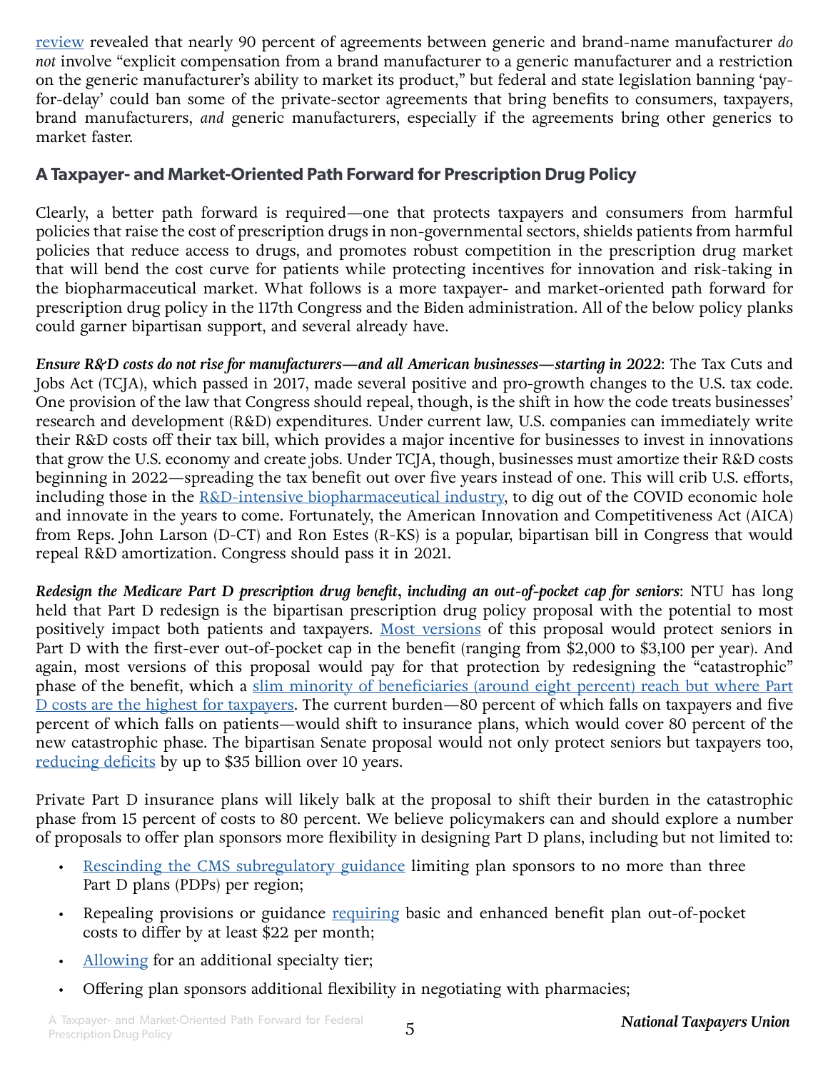review revealed that nearly 90 percent of agreements between generic and brand-name manufacturer *do not* involve "explicit compensation from a brand manufacturer to a generic manufacturer and a restriction on the generic manufacturer's ability to market its product," but federal and state legislation banning 'pay-for-delay' could ban some of the private-sector agreements that bring benefits to consumers, taxpayers, brand manufacturers, *and* generic manufacturers, especially if the agreements bring other generics to market faster.

### A Taxpayer- and Market-Oriented Path Forward for Prescription Drug Policy

Clearly, a better path forward is required—one that protects taxpayers and consumers from harmful policies that raise the cost of prescription drugs in non-governmental sectors, shields patients from harmful policies that reduce access to drugs, and promotes robust competition in the prescription drug market that will bend the cost curve for patients while protecting incentives for innovation and risk-taking in the biopharmaceutical market. What follows is a more taxpayer- and market-oriented path forward for prescription drug policy in the 117th Congress and the Biden administration. All of the below policy planks could garner bipartisan support, and several already have.

***Ensure R&D costs do not rise for manufacturers—and all American businesses—starting in 2022***: The Tax Cuts and Jobs Act (TCJA), which passed in 2017, made several positive and pro-growth changes to the U.S. tax code. One provision of the law that Congress should repeal, though, is the shift in how the code treats businesses' research and development (R&D) expenditures. Under current law, U.S. companies can immediately write their R&D costs off their tax bill, which provides a major incentive for businesses to invest in innovations that grow the U.S. economy and create jobs. Under TCJA, though, businesses must amortize their R&D costs beginning in 2022—spreading the tax benefit out over five years instead of one. This will crib U.S. efforts, including those in the R&D-intensive biopharmaceutical industry, to dig out of the COVID economic hole and innovate in the years to come. Fortunately, the American Innovation and Competitiveness Act (AICA) from Reps. John Larson (D-CT) and Ron Estes (R-KS) is a popular, bipartisan bill in Congress that would repeal R&D amortization. Congress should pass it in 2021.

***Redesign the Medicare Part D prescription drug benefit, including an out-of-pocket cap for seniors***: NTU has long held that Part D redesign is the bipartisan prescription drug policy proposal with the potential to most positively impact both patients and taxpayers. Most versions of this proposal would protect seniors in Part D with the first-ever out-of-pocket cap in the benefit (ranging from $2,000 to $3,100 per year). And again, most versions of this proposal would pay for that protection by redesigning the "catastrophic" phase of the benefit, which a slim minority of beneficiaries (around eight percent) reach but where Part D costs are the highest for taxpayers. The current burden—80 percent of which falls on taxpayers and five percent of which falls on patients—would shift to insurance plans, which would cover 80 percent of the new catastrophic phase. The bipartisan Senate proposal would not only protect seniors but taxpayers too, reducing deficits by up to $35 billion over 10 years.

Private Part D insurance plans will likely balk at the proposal to shift their burden in the catastrophic phase from 15 percent of costs to 80 percent. We believe policymakers can and should explore a number of proposals to offer plan sponsors more flexibility in designing Part D plans, including but not limited to:

- Rescinding the CMS subregulatory guidance limiting plan sponsors to no more than three Part D plans (PDPs) per region;
- Repealing provisions or guidance requiring basic and enhanced benefit plan out-of-pocket costs to differ by at least $22 per month;
- Allowing for an additional specialty tier;
- Offering plan sponsors additional flexibility in negotiating with pharmacies;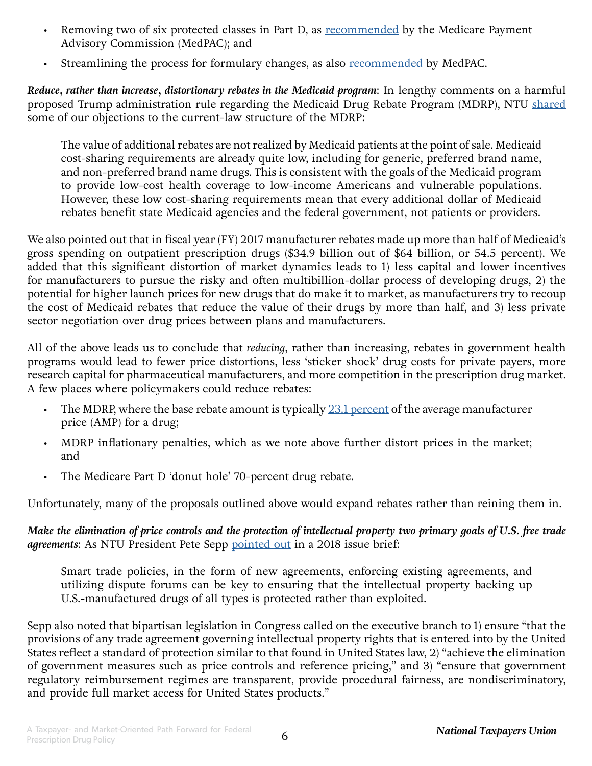- Removing two of six protected classes in Part D, as recommended by the Medicare Payment Advisory Commission (MedPAC); and
- Streamlining the process for formulary changes, as also recommended by MedPAC.

***Reduce, rather than increase, distortionary rebates in the Medicaid program***: In lengthy comments on a harmful proposed Trump administration rule regarding the Medicaid Drug Rebate Program (MDRP), NTU shared some of our objections to the current-law structure of the MDRP:

> The value of additional rebates are not realized by Medicaid patients at the point of sale. Medicaid cost-sharing requirements are already quite low, including for generic, preferred brand name, and non-preferred brand name drugs. This is consistent with the goals of the Medicaid program to provide low-cost health coverage to low-income Americans and vulnerable populations. However, these low cost-sharing requirements mean that every additional dollar of Medicaid rebates benefit state Medicaid agencies and the federal government, not patients or providers.

We also pointed out that in fiscal year (FY) 2017 manufacturer rebates made up more than half of Medicaid's gross spending on outpatient prescription drugs ($34.9 billion out of $64 billion, or 54.5 percent). We added that this significant distortion of market dynamics leads to 1) less capital and lower incentives for manufacturers to pursue the risky and often multibillion-dollar process of developing drugs, 2) the potential for higher launch prices for new drugs that do make it to market, as manufacturers try to recoup the cost of Medicaid rebates that reduce the value of their drugs by more than half, and 3) less private sector negotiation over drug prices between plans and manufacturers.

All of the above leads us to conclude that *reducing*, rather than increasing, rebates in government health programs would lead to fewer price distortions, less 'sticker shock' drug costs for private payers, more research capital for pharmaceutical manufacturers, and more competition in the prescription drug market. A few places where policymakers could reduce rebates:

- The MDRP, where the base rebate amount is typically 23.1 percent of the average manufacturer price (AMP) for a drug;
- MDRP inflationary penalties, which as we note above further distort prices in the market; and
- The Medicare Part D 'donut hole' 70-percent drug rebate.

Unfortunately, many of the proposals outlined above would expand rebates rather than reining them in.

***Make the elimination of price controls and the protection of intellectual property two primary goals of U.S. free trade agreements***: As NTU President Pete Sepp pointed out in a 2018 issue brief:

> Smart trade policies, in the form of new agreements, enforcing existing agreements, and utilizing dispute forums can be key to ensuring that the intellectual property backing up U.S.-manufactured drugs of all types is protected rather than exploited.

Sepp also noted that bipartisan legislation in Congress called on the executive branch to 1) ensure "that the provisions of any trade agreement governing intellectual property rights that is entered into by the United States reflect a standard of protection similar to that found in United States law, 2) "achieve the elimination of government measures such as price controls and reference pricing," and 3) "ensure that government regulatory reimbursement regimes are transparent, provide procedural fairness, are nondiscriminatory, and provide full market access for United States products."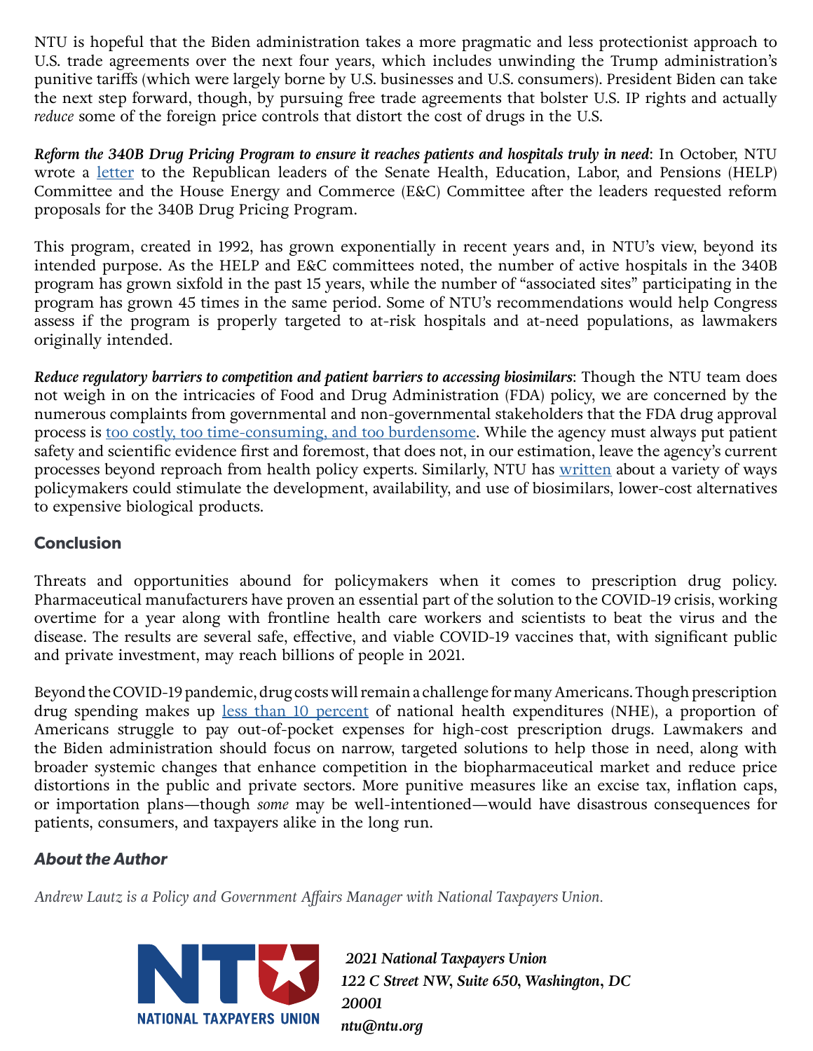NTU is hopeful that the Biden administration takes a more pragmatic and less protectionist approach to U.S. trade agreements over the next four years, which includes unwinding the Trump administration's punitive tariffs (which were largely borne by U.S. businesses and U.S. consumers). President Biden can take the next step forward, though, by pursuing free trade agreements that bolster U.S. IP rights and actually *reduce* some of the foreign price controls that distort the cost of drugs in the U.S.

***Reform the 340B Drug Pricing Program to ensure it reaches patients and hospitals truly in need***: In October, NTU wrote a letter to the Republican leaders of the Senate Health, Education, Labor, and Pensions (HELP) Committee and the House Energy and Commerce (E&C) Committee after the leaders requested reform proposals for the 340B Drug Pricing Program.

This program, created in 1992, has grown exponentially in recent years and, in NTU's view, beyond its intended purpose. As the HELP and E&C committees noted, the number of active hospitals in the 340B program has grown sixfold in the past 15 years, while the number of "associated sites" participating in the program has grown 45 times in the same period. Some of NTU's recommendations would help Congress assess if the program is properly targeted to at-risk hospitals and at-need populations, as lawmakers originally intended.

***Reduce regulatory barriers to competition and patient barriers to accessing biosimilars***: Though the NTU team does not weigh in on the intricacies of Food and Drug Administration (FDA) policy, we are concerned by the numerous complaints from governmental and non-governmental stakeholders that the FDA drug approval process is too costly, too time-consuming, and too burdensome. While the agency must always put patient safety and scientific evidence first and foremost, that does not, in our estimation, leave the agency's current processes beyond reproach from health policy experts. Similarly, NTU has written about a variety of ways policymakers could stimulate the development, availability, and use of biosimilars, lower-cost alternatives to expensive biological products.

## Conclusion

Threats and opportunities abound for policymakers when it comes to prescription drug policy. Pharmaceutical manufacturers have proven an essential part of the solution to the COVID-19 crisis, working overtime for a year along with frontline health care workers and scientists to beat the virus and the disease. The results are several safe, effective, and viable COVID-19 vaccines that, with significant public and private investment, may reach billions of people in 2021.

Beyond the COVID-19 pandemic, drug costs will remain a challenge for many Americans. Though prescription drug spending makes up less than 10 percent of national health expenditures (NHE), a proportion of Americans struggle to pay out-of-pocket expenses for high-cost prescription drugs. Lawmakers and the Biden administration should focus on narrow, targeted solutions to help those in need, along with broader systemic changes that enhance competition in the biopharmaceutical market and reduce price distortions in the public and private sectors. More punitive measures like an excise tax, inflation caps, or importation plans—though *some* may be well-intentioned—would have disastrous consequences for patients, consumers, and taxpayers alike in the long run.

### *About the Author*

*Andrew Lautz is a Policy and Government Affairs Manager with National Taxpayers Union.*

NATIONAL TAXPAYERS UNION

***2021 National Taxpayers Union***
***122 C Street NW, Suite 650, Washington, DC 20001***
***ntu@ntu.org***